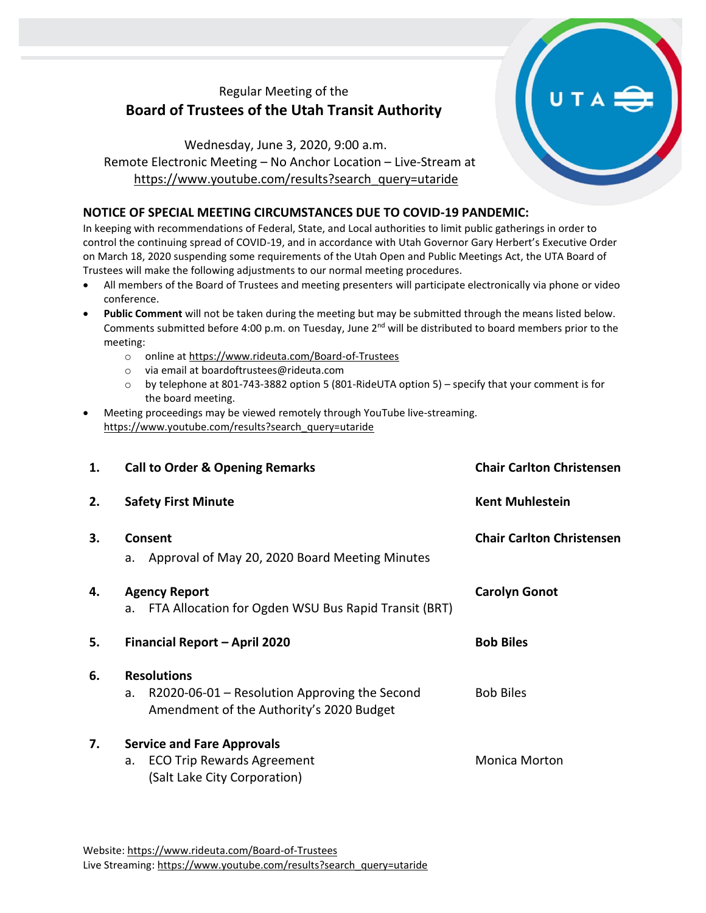Regular Meeting of the

# Board of Trustees of the Utah Transit Authority

Wednesday, June 3, 2020, 9:00 a.m.
Remote Electronic Meeting – No Anchor Location – Live-Stream at
https://www.youtube.com/results?search_query=utaride

## NOTICE OF SPECIAL MEETING CIRCUMSTANCES DUE TO COVID-19 PANDEMIC:

In keeping with recommendations of Federal, State, and Local authorities to limit public gatherings in order to control the continuing spread of COVID-19, and in accordance with Utah Governor Gary Herbert's Executive Order on March 18, 2020 suspending some requirements of the Utah Open and Public Meetings Act, the UTA Board of Trustees will make the following adjustments to our normal meeting procedures.

- All members of the Board of Trustees and meeting presenters will participate electronically via phone or video conference.
- **Public Comment** will not be taken during the meeting but may be submitted through the means listed below. Comments submitted before 4:00 p.m. on Tuesday, June 2nd will be distributed to board members prior to the meeting:
  - online at https://www.rideuta.com/Board-of-Trustees
  - via email at boardoftrustees@rideuta.com
  - by telephone at 801-743-3882 option 5 (801-RideUTA option 5) – specify that your comment is for the board meeting.
- Meeting proceedings may be viewed remotely through YouTube live-streaming. https://www.youtube.com/results?search_query=utaride

| | | |
|---|---|---|
| **1.** | **Call to Order & Opening Remarks** | **Chair Carlton Christensen** |
| **2.** | **Safety First Minute** | **Kent Muhlestein** |
| **3.** | **Consent** | **Chair Carlton Christensen** |
| | a. Approval of May 20, 2020 Board Meeting Minutes | |
| **4.** | **Agency Report** | **Carolyn Gonot** |
| | a. FTA Allocation for Ogden WSU Bus Rapid Transit (BRT) | |
| **5.** | **Financial Report – April 2020** | **Bob Biles** |
| **6.** | **Resolutions** | |
| | a. R2020-06-01 – Resolution Approving the Second Amendment of the Authority's 2020 Budget | Bob Biles |
| **7.** | **Service and Fare Approvals** | |
| | a. ECO Trip Rewards Agreement (Salt Lake City Corporation) | Monica Morton |

Website: https://www.rideuta.com/Board-of-Trustees
Live Streaming: https://www.youtube.com/results?search_query=utaride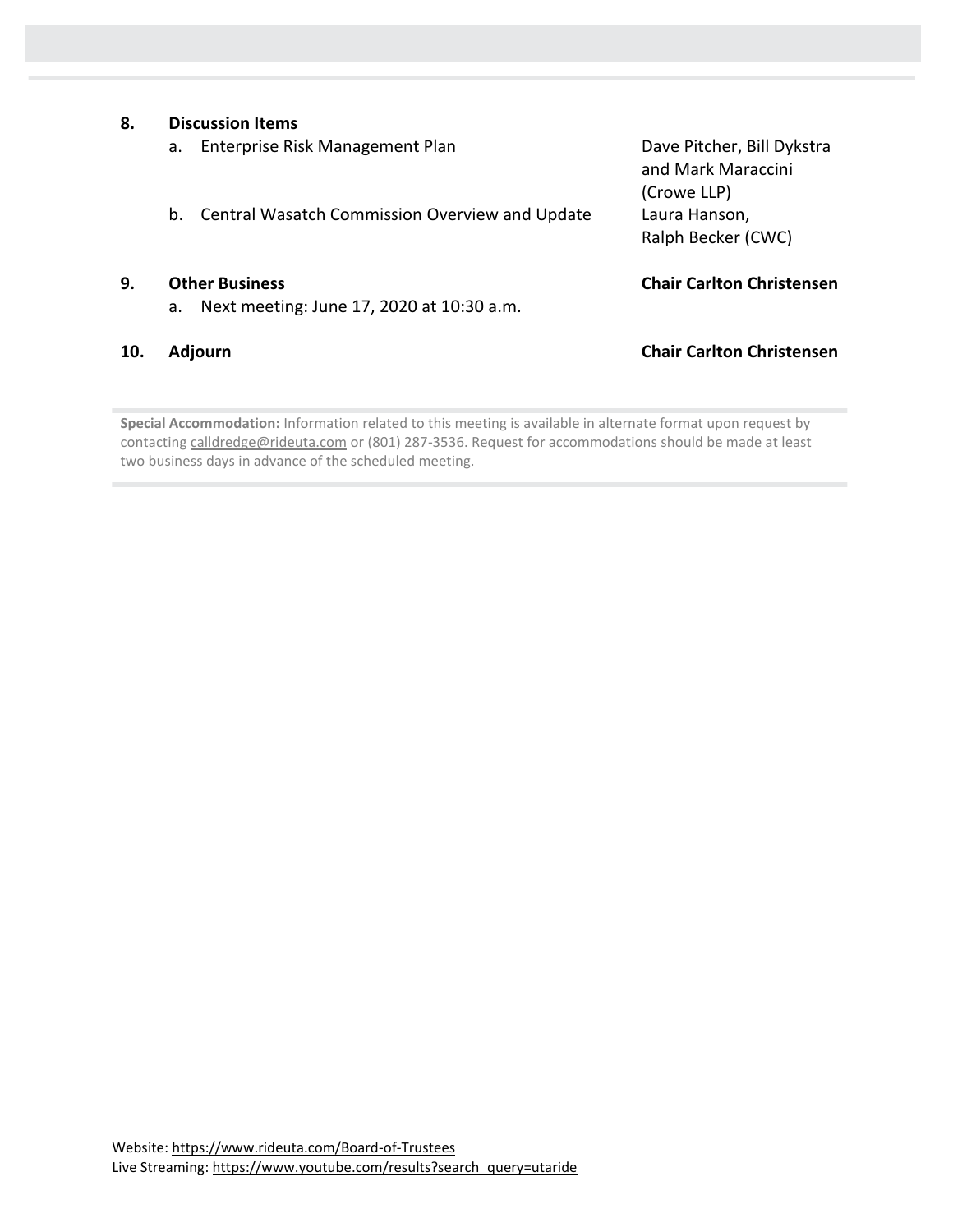**8. Discussion Items**

a. Enterprise Risk Management Plan — Dave Pitcher, Bill Dykstra and Mark Maraccini (Crowe LLP)

b. Central Wasatch Commission Overview and Update — Laura Hanson, Ralph Becker (CWC)

**9. Other Business** — **Chair Carlton Christensen**

a. Next meeting: June 17, 2020 at 10:30 a.m.

**10. Adjourn** — **Chair Carlton Christensen**

**Special Accommodation:** Information related to this meeting is available in alternate format upon request by contacting calldredge@rideuta.com or (801) 287-3536. Request for accommodations should be made at least two business days in advance of the scheduled meeting.

Website: https://www.rideuta.com/Board-of-Trustees
Live Streaming: https://www.youtube.com/results?search_query=utaride